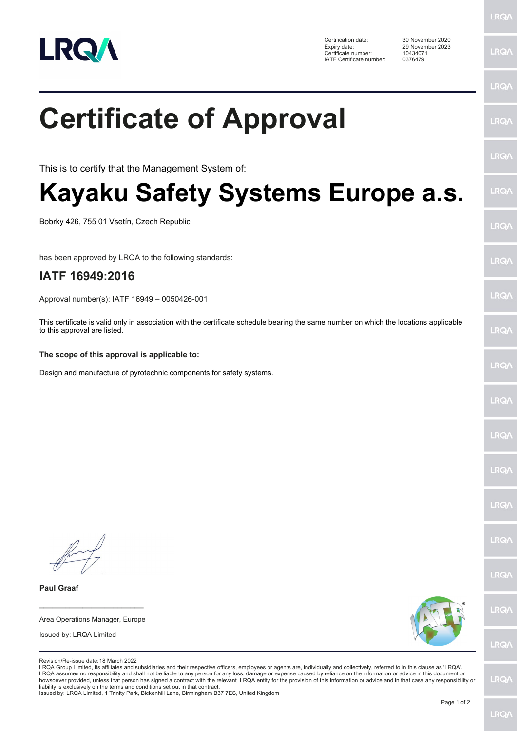| | |
|---|---|
| Certification date: | 30 November 2020 |
| Expiry date: | 29 November 2023 |
| Certificate number: | 10434071 |
| IATF Certificate number: | 0376479 |

# Certificate of Approval

This is to certify that the Management System of:

# Kayaku Safety Systems Europe a.s.

Bobrky 426, 755 01 Vsetín, Czech Republic

has been approved by LRQA to the following standards:

## IATF 16949:2016

Approval number(s): IATF 16949 – 0050426-001

This certificate is valid only in association with the certificate schedule bearing the same number on which the locations applicable to this approval are listed.

**The scope of this approval is applicable to:**

Design and manufacture of pyrotechnic components for safety systems.

**Paul Graaf**

Area Operations Manager, Europe

Issued by: LRQA Limited

Revision/Re-issue date: 18 March 2022

LRQA Group Limited, its affiliates and subsidiaries and their respective officers, employees or agents are, individually and collectively, referred to in this clause as 'LRQA'. LRQA assumes no responsibility and shall not be liable to any person for any loss, damage or expense caused by reliance on the information or advice in this document or howsoever provided, unless that person has signed a contract with the relevant LRQA entity for the provision of this information or advice and in that case any responsibility or liability is exclusively on the terms and conditions set out in that contract.

Issued by: LRQA Limited, 1 Trinity Park, Bickenhill Lane, Birmingham B37 7ES, United Kingdom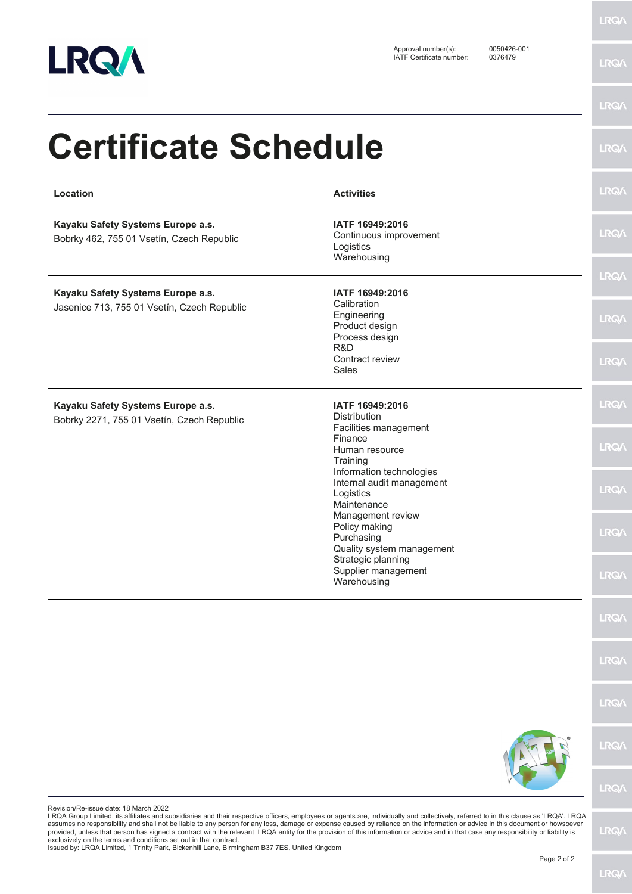Approval number(s): 0050426-001
IATF Certificate number: 0376479

# Certificate Schedule

| Location | Activities |
|---|---|
| **Kayaku Safety Systems Europe a.s.**<br>Bobrky 462, 755 01 Vsetín, Czech Republic | **IATF 16949:2016**<br>Continuous improvement<br>Logistics<br>Warehousing |
| **Kayaku Safety Systems Europe a.s.**<br>Jasenice 713, 755 01 Vsetín, Czech Republic | **IATF 16949:2016**<br>Calibration<br>Engineering<br>Product design<br>Process design<br>R&D<br>Contract review<br>Sales |
| **Kayaku Safety Systems Europe a.s.**<br>Bobrky 2271, 755 01 Vsetín, Czech Republic | **IATF 16949:2016**<br>Distribution<br>Facilities management<br>Finance<br>Human resource<br>Training<br>Information technologies<br>Internal audit management<br>Logistics<br>Maintenance<br>Management review<br>Policy making<br>Purchasing<br>Quality system management<br>Strategic planning<br>Supplier management<br>Warehousing |

Revision/Re-issue date: 18 March 2022

LRQA Group Limited, its affiliates and subsidiaries and their respective officers, employees or agents are, individually and collectively, referred to in this clause as 'LRQA'. LRQA assumes no responsibility and shall not be liable to any person for any loss, damage or expense caused by reliance on the information or advice in this document or howsoever provided, unless that person has signed a contract with the relevant LRQA entity for the provision of this information or advice and in that case any responsibility or liability is exclusively on the terms and conditions set out in that contract.

Issued by: LRQA Limited, 1 Trinity Park, Bickenhill Lane, Birmingham B37 7ES, United Kingdom